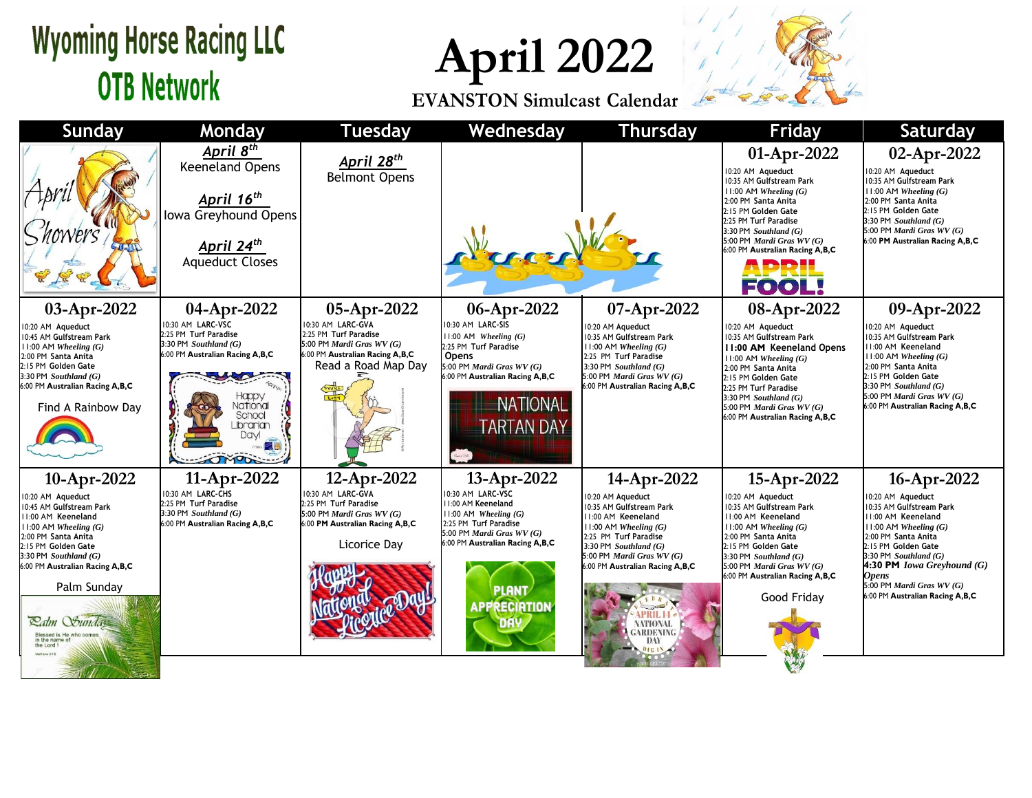# Wyoming Horse Racing LLC
# OTB Network

# April 2022

## EVANSTON Simulcast Calendar

| Sunday | Monday | Tuesday | Wednesday | Thursday | Friday | Saturday |
|---|---|---|---|---|---|---|
| April Showers | ***April 8th*** Keeneland Opens<br><br>***April 16th*** Iowa Greyhound Opens<br><br>***April 24th*** Aqueduct Closes | ***April 28th*** Belmont Opens | | | **01-Apr-2022**<br>10:20 AM Aqueduct<br>10:35 AM Gulfstream Park<br>11:00 AM *Wheeling (G)*<br>2:00 PM Santa Anita<br>2:15 PM Golden Gate<br>2:25 PM Turf Paradise<br>3:30 PM *Southland (G)*<br>5:00 PM *Mardi Gras WV (G)*<br>6:00 PM Australian Racing A,B,C<br><br>APRIL FOOL! | **02-Apr-2022**<br>10:20 AM Aqueduct<br>10:35 AM Gulfstream Park<br>11:00 AM *Wheeling (G)*<br>2:00 PM Santa Anita<br>2:15 PM Golden Gate<br>3:30 PM *Southland (G)*<br>5:00 PM *Mardi Gras WV (G)*<br>6:00 **PM Australian Racing A,B,C** |
| **03-Apr-2022**<br>10:20 AM Aqueduct<br>10:45 AM Gulfstream Park<br>11:00 AM *Wheeling (G)*<br>2:00 PM Santa Anita<br>2:15 PM Golden Gate<br>3:30 PM *Southland (G)*<br>6:00 PM Australian Racing A,B,C<br><br>Find A Rainbow Day | **04-Apr-2022**<br>10:30 AM LARC-VSC<br>2:25 PM Turf Paradise<br>3:30 PM *Southland (G)*<br>6:00 PM Australian Racing A,B,C<br><br>Happy National School Librarian Day! | **05-Apr-2022**<br>10:30 AM LARC-GVA<br>2:25 PM Turf Paradise<br>5:00 PM *Mardi Gras WV (G)*<br>6:00 PM Australian Racing A,B,C<br><br>Read a Road Map Day | **06-Apr-2022**<br>10:30 AM LARC-SIS<br>11:00 AM *Wheeling (G)*<br>2:25 PM Turf Paradise **Opens**<br>5:00 PM *Mardi Gras WV (G)*<br>6:00 PM Australian Racing A,B,C<br><br>NATIONAL TARTAN DAY | **07-Apr-2022**<br>10:20 AM Aqueduct<br>10:35 AM Gulfstream Park<br>11:00 AM *Wheeling (G)*<br>2:25 PM Turf Paradise<br>3:30 PM *Southland (G)*<br>5:00 PM *Mardi Gras WV (G)*<br>6:00 PM Australian Racing A,B,C | **08-Apr-2022**<br>10:20 AM Aqueduct<br>10:35 AM Gulfstream Park<br>**11:00 AM** Keeneland Opens<br>11:00 AM *Wheeling (G)*<br>2:00 PM Santa Anita<br>2:15 PM Golden Gate<br>2:25 PM Turf Paradise<br>3:30 PM *Southland (G)*<br>5:00 PM *Mardi Gras WV (G)*<br>6:00 PM Australian Racing A,B,C | **09-Apr-2022**<br>10:20 AM Aqueduct<br>10:35 AM Gulfstream Park<br>11:00 AM Keeneland<br>11:00 AM *Wheeling (G)*<br>2:00 PM Santa Anita<br>2:15 PM Golden Gate<br>3:30 PM *Southland (G)*<br>5:00 PM *Mardi Gras WV (G)*<br>6:00 PM Australian Racing A,B,C |
| **10-Apr-2022**<br>10:20 AM Aqueduct<br>10:45 AM Gulfstream Park<br>11:00 AM Keeneland<br>11:00 AM *Wheeling (G)*<br>2:00 PM Santa Anita<br>2:15 PM Golden Gate<br>3:30 PM *Southland (G)*<br>6:00 PM Australian Racing A,B,C<br><br>Palm Sunday<br><br>Palm Sunday — Blessed is He who comes in the name of the Lord! | **11-Apr-2022**<br>10:30 AM LARC-CHS<br>2:25 PM Turf Paradise<br>3:30 PM *Southland (G)*<br>6:00 PM Australian Racing A,B,C | **12-Apr-2022**<br>10:30 AM LARC-GVA<br>2:25 PM Turf Paradise<br>5:00 PM *Mardi Gras WV (G)*<br>6:00 PM Australian Racing A,B,C<br><br>Licorice Day<br><br>Happy National Licorice Day! | **13-Apr-2022**<br>10:30 AM LARC-VSC<br>11:00 AM Keeneland<br>11:00 AM *Wheeling (G)*<br>2:25 PM Turf Paradise<br>5:00 PM *Mardi Gras WV (G)*<br>6:00 PM Australian Racing A,B,C<br><br>PLANT APPRECIATION DAY | **14-Apr-2022**<br>10:20 AM Aqueduct<br>10:35 AM Gulfstream Park<br>11:00 AM Keeneland<br>11:00 AM *Wheeling (G)*<br>2:25 PM Turf Paradise<br>3:30 PM *Southland (G)*<br>5:00 PM *Mardi Gras WV (G)*<br>6:00 PM Australian Racing A,B,C<br><br>Celebrate April 14 National Gardening Day Dig In | **15-Apr-2022**<br>10:20 AM Aqueduct<br>10:35 AM Gulfstream Park<br>11:00 AM Keeneland<br>11:00 AM *Wheeling (G)*<br>2:00 PM Santa Anita<br>2:15 PM Golden Gate<br>3:30 PM *Southland (G)*<br>5:00 PM *Mardi Gras WV (G)*<br>6:00 PM Australian Racing A,B,C<br><br>Good Friday | **16-Apr-2022**<br>10:20 AM Aqueduct<br>10:35 AM Gulfstream Park<br>11:00 AM Keeneland<br>11:00 AM *Wheeling (G)*<br>2:00 PM Santa Anita<br>2:15 PM Golden Gate<br>3:30 PM *Southland (G)*<br>**4:30 PM** ***Iowa Greyhound (G) Opens***<br>5:00 PM *Mardi Gras WV (G)*<br>6:00 PM Australian Racing A,B,C |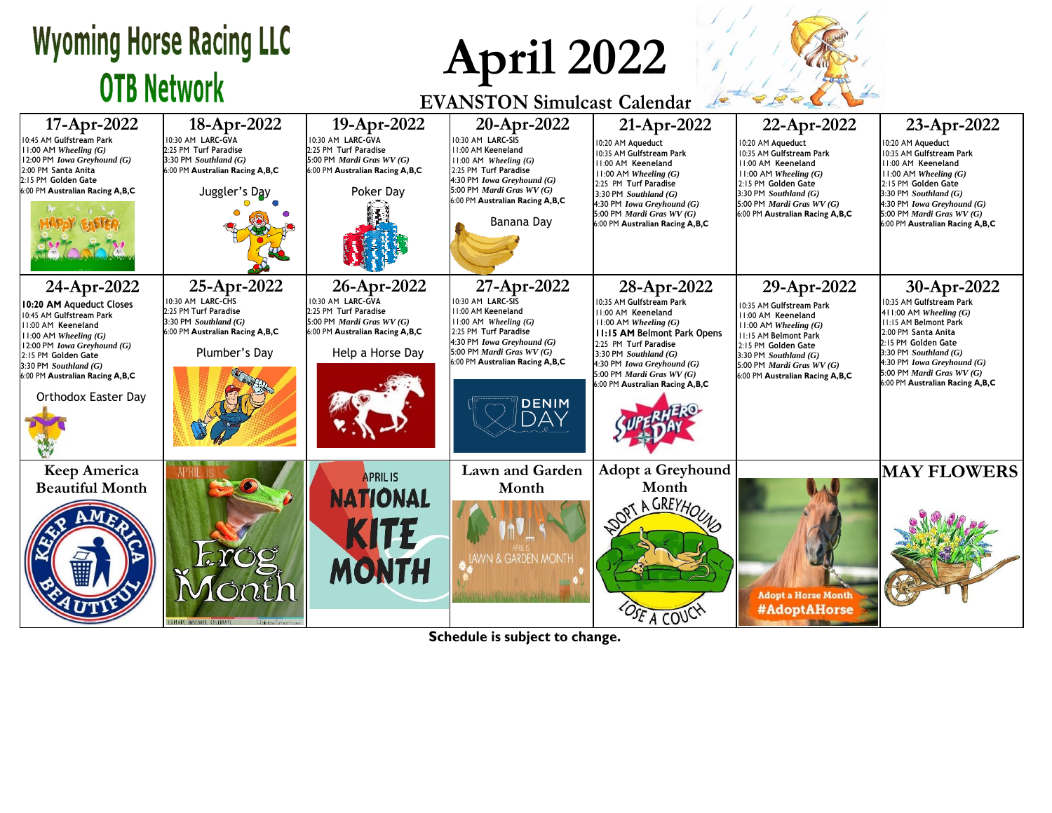# Wyoming Horse Racing LLC
## OTB Network

# April 2022

## EVANSTON Simulcast Calendar

| 17-Apr-2022 | 18-Apr-2022 | 19-Apr-2022 | 20-Apr-2022 | 21-Apr-2022 | 22-Apr-2022 | 23-Apr-2022 |
|---|---|---|---|---|---|---|
| 10:45 AM Gulfstream Park<br>11:00 AM *Wheeling (G)*<br>12:00 PM *Iowa Greyhound (G)*<br>2:00 PM Santa Anita<br>2:15 PM Golden Gate<br>6:00 PM **Australian Racing A,B,C**<br>HAPPY EASTER | 10:30 AM LARC-GVA<br>2:25 PM Turf Paradise<br>3:30 PM *Southland (G)*<br>6:00 PM **Australian Racing A,B,C**<br>Juggler's Day | 10:30 AM LARC-GVA<br>2:25 PM Turf Paradise<br>5:00 PM *Mardi Gras WV (G)*<br>6:00 PM **Australian Racing A,B,C**<br>Poker Day | 10:30 AM LARC-SIS<br>11:00 AM Keeneland<br>11:00 AM *Wheeling (G)*<br>2:25 PM Turf Paradise<br>4:30 PM *Iowa Greyhound (G)*<br>5:00 PM *Mardi Gras WV (G)*<br>6:00 PM **Australian Racing A,B,C**<br>Banana Day | 10:20 AM Aqueduct<br>10:35 AM Gulfstream Park<br>11:00 AM Keeneland<br>11:00 AM *Wheeling (G)*<br>2:25 PM Turf Paradise<br>3:30 PM *Southland (G)*<br>4:30 PM *Iowa Greyhound (G)*<br>5:00 PM *Mardi Gras WV (G)*<br>6:00 PM **Australian Racing A,B,C** | 10:20 AM Aqueduct<br>10:35 AM Gulfstream Park<br>11:00 AM Keeneland<br>11:00 AM *Wheeling (G)*<br>2:15 PM Golden Gate<br>3:30 PM *Southland (G)*<br>5:00 PM *Mardi Gras WV (G)*<br>6:00 PM **Australian Racing A,B,C** | 10:20 AM Aqueduct<br>10:35 AM Gulfstream Park<br>11:00 AM Keeneland<br>11:00 AM *Wheeling (G)*<br>2:15 PM Golden Gate<br>3:30 PM *Southland (G)*<br>4:30 PM *Iowa Greyhound (G)*<br>5:00 PM *Mardi Gras WV (G)*<br>6:00 PM **Australian Racing A,B,C** |
| **24-Apr-2022** | **25-Apr-2022** | **26-Apr-2022** | **27-Apr-2022** | **28-Apr-2022** | **29-Apr-2022** | **30-Apr-2022** |
| **10:20 AM** Aqueduct Closes<br>10:45 AM Gulfstream Park<br>11:00 AM Keeneland<br>11:00 AM *Wheeling (G)*<br>12:00 PM *Iowa Greyhound (G)*<br>2:15 PM Golden Gate<br>3:30 PM *Southland (G)*<br>6:00 PM **Australian Racing A,B,C**<br>Orthodox Easter Day | 10:30 AM LARC-CHS<br>2:25 PM Turf Paradise<br>3:30 PM *Southland (G)*<br>6:00 PM **Australian Racing A,B,C**<br>Plumber's Day | 10:30 AM LARC-GVA<br>2:25 PM Turf Paradise<br>5:00 PM *Mardi Gras WV (G)*<br>6:00 PM **Australian Racing A,B,C**<br>Help a Horse Day | 10:30 AM LARC-SIS<br>11:00 AM Keeneland<br>11:00 AM *Wheeling (G)*<br>2:25 PM Turf Paradise<br>4:30 PM *Iowa Greyhound (G)*<br>5:00 PM *Mardi Gras WV (G)*<br>6:00 PM **Australian Racing A,B,C**<br>DENIM DAY | 10:35 AM Gulfstream Park<br>11:00 AM Keeneland<br>11:00 AM *Wheeling (G)*<br>**11:15 AM** Belmont Park Opens<br>2:25 PM Turf Paradise<br>3:30 PM *Southland (G)*<br>4:30 PM *Iowa Greyhound (G)*<br>5:00 PM *Mardi Gras WV (G)*<br>6:00 PM **Australian Racing A,B,C**<br>SUPERHERO DAY | 10:35 AM Gulfstream Park<br>11:00 AM Keeneland<br>11:00 AM *Wheeling (G)*<br>11:15 AM Belmont Park<br>2:15 PM Golden Gate<br>3:30 PM *Southland (G)*<br>5:00 PM *Mardi Gras WV (G)*<br>6:00 PM **Australian Racing A,B,C** | 10:35 AM Gulfstream Park<br>11:00 AM *Wheeling (G)*<br>11:15 AM Belmont Park<br>2:00 PM Santa Anita<br>2:15 PM Golden Gate<br>3:30 PM *Southland (G)*<br>4:30 PM *Iowa Greyhound (G)*<br>5:00 PM *Mardi Gras WV (G)*<br>6:00 PM **Australian Racing A,B,C** |
| **Keep America Beautiful Month**<br>KEEP AMERICA BEAUTIFUL | APRIL IS Frog Month | APRIL IS NATIONAL KITE MONTH | **Lawn and Garden Month**<br>APRIL IS LAWN & GARDEN MONTH | **Adopt a Greyhound Month**<br>ADOPT A GREYHOUND LOSE A COUCH | Adopt a Horse Month #AdoptAHorse | **MAY FLOWERS** |

**Schedule is subject to change.**